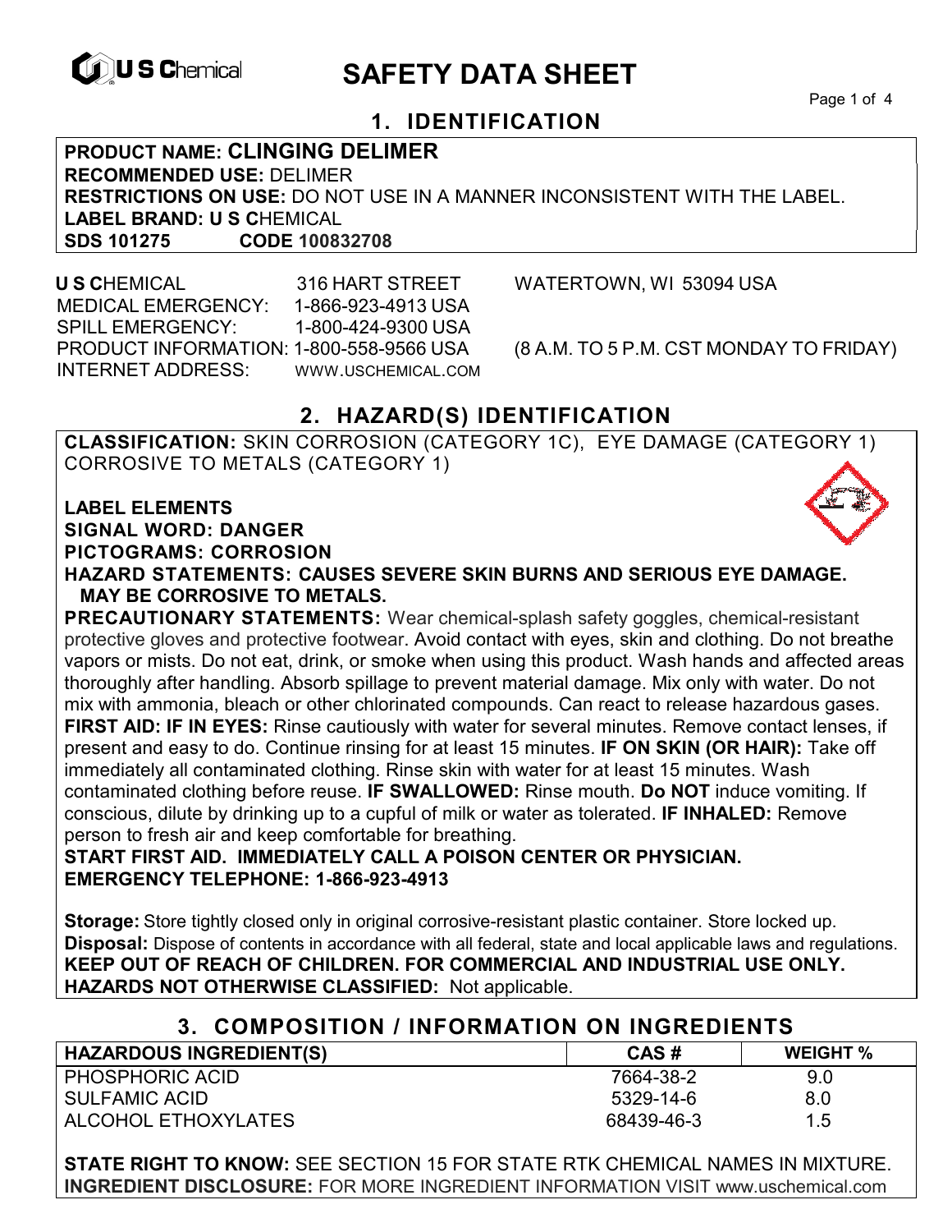# SAFETY DATA SHEET

## 1. IDENTIFICATION

**PRODUCT NAME: CLINGING DELIMER**
**RECOMMENDED USE:** DELIMER
**RESTRICTIONS ON USE:** DO NOT USE IN A MANNER INCONSISTENT WITH THE LABEL.
**LABEL BRAND: U S C**HEMICAL
**SDS 101275** **CODE 100832708**

**U S C**HEMICAL 316 HART STREET WATERTOWN, WI 53094 USA
MEDICAL EMERGENCY: 1-866-923-4913 USA
SPILL EMERGENCY: 1-800-424-9300 USA
PRODUCT INFORMATION: 1-800-558-9566 USA (8 A.M. TO 5 P.M. CST MONDAY TO FRIDAY)
INTERNET ADDRESS: WWW.USCHEMICAL.COM

## 2. HAZARD(S) IDENTIFICATION

**CLASSIFICATION:** SKIN CORROSION (CATEGORY 1C), EYE DAMAGE (CATEGORY 1) CORROSIVE TO METALS (CATEGORY 1)

**LABEL ELEMENTS**
**SIGNAL WORD: DANGER**
**PICTOGRAMS: CORROSION**
**HAZARD STATEMENTS: CAUSES SEVERE SKIN BURNS AND SERIOUS EYE DAMAGE. MAY BE CORROSIVE TO METALS.**
**PRECAUTIONARY STATEMENTS:** Wear chemical-splash safety goggles, chemical-resistant protective gloves and protective footwear. Avoid contact with eyes, skin and clothing. Do not breathe vapors or mists. Do not eat, drink, or smoke when using this product. Wash hands and affected areas thoroughly after handling. Absorb spillage to prevent material damage. Mix only with water. Do not mix with ammonia, bleach or other chlorinated compounds. Can react to release hazardous gases.
**FIRST AID: IF IN EYES:** Rinse cautiously with water for several minutes. Remove contact lenses, if present and easy to do. Continue rinsing for at least 15 minutes. **IF ON SKIN (OR HAIR):** Take off immediately all contaminated clothing. Rinse skin with water for at least 15 minutes. Wash contaminated clothing before reuse. **IF SWALLOWED:** Rinse mouth. **Do NOT** induce vomiting. If conscious, dilute by drinking up to a cupful of milk or water as tolerated. **IF INHALED:** Remove person to fresh air and keep comfortable for breathing.
**START FIRST AID. IMMEDIATELY CALL A POISON CENTER OR PHYSICIAN.**
**EMERGENCY TELEPHONE: 1-866-923-4913**

**Storage:** Store tightly closed only in original corrosive-resistant plastic container. Store locked up.
**Disposal:** Dispose of contents in accordance with all federal, state and local applicable laws and regulations.
**KEEP OUT OF REACH OF CHILDREN. FOR COMMERCIAL AND INDUSTRIAL USE ONLY.**
**HAZARDS NOT OTHERWISE CLASSIFIED:** Not applicable.

## 3. COMPOSITION / INFORMATION ON INGREDIENTS

| HAZARDOUS INGREDIENT(S) | CAS # | WEIGHT % |
|---|---|---|
| PHOSPHORIC ACID | 7664-38-2 | 9.0 |
| SULFAMIC ACID | 5329-14-6 | 8.0 |
| ALCOHOL ETHOXYLATES | 68439-46-3 | 1.5 |

**STATE RIGHT TO KNOW:** SEE SECTION 15 FOR STATE RTK CHEMICAL NAMES IN MIXTURE.
**INGREDIENT DISCLOSURE:** FOR MORE INGREDIENT INFORMATION VISIT www.uschemical.com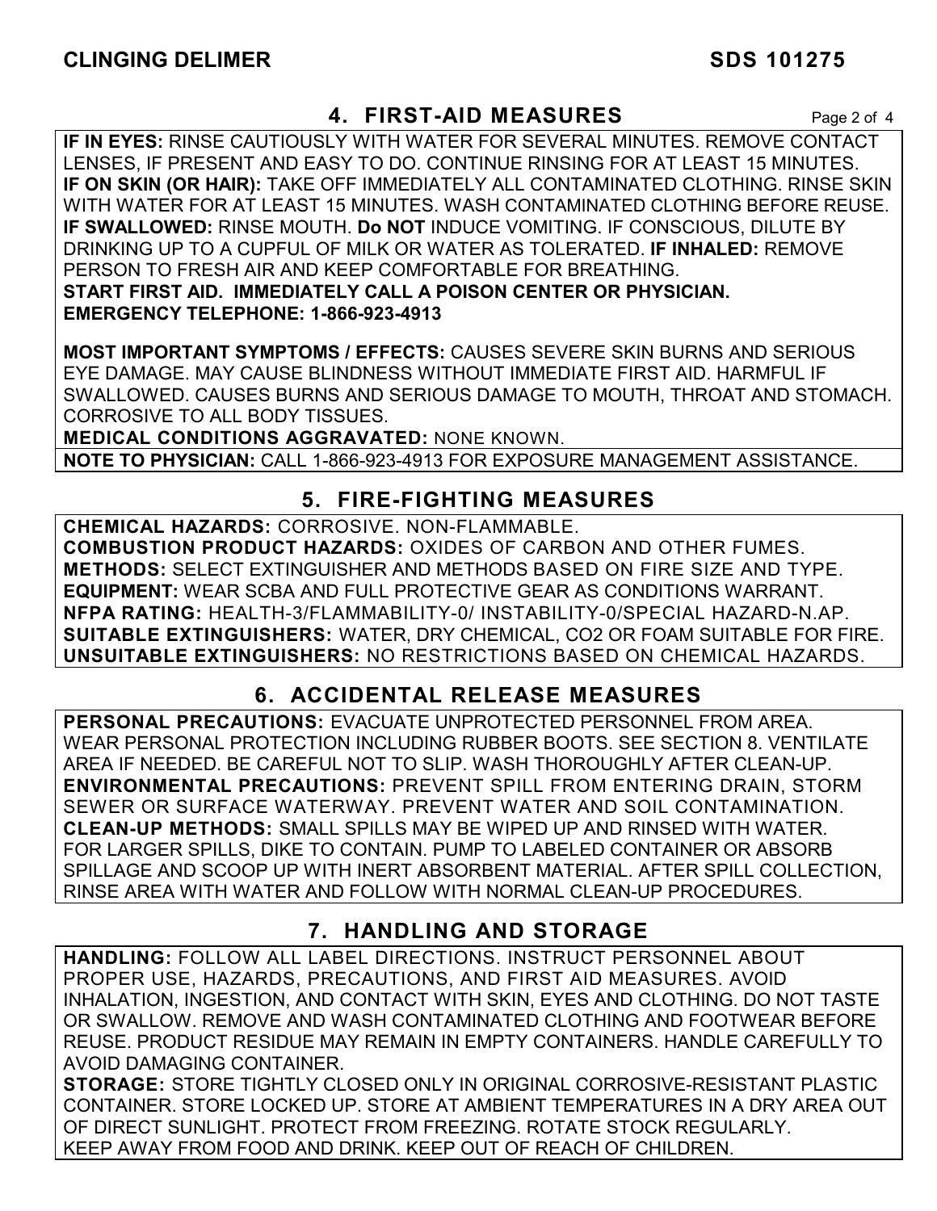## 4. FIRST-AID MEASURES

**IF IN EYES:** RINSE CAUTIOUSLY WITH WATER FOR SEVERAL MINUTES. REMOVE CONTACT LENSES, IF PRESENT AND EASY TO DO. CONTINUE RINSING FOR AT LEAST 15 MINUTES.
**IF ON SKIN (OR HAIR):** TAKE OFF IMMEDIATELY ALL CONTAMINATED CLOTHING. RINSE SKIN WITH WATER FOR AT LEAST 15 MINUTES. WASH CONTAMINATED CLOTHING BEFORE REUSE.
**IF SWALLOWED:** RINSE MOUTH. **Do NOT** INDUCE VOMITING. IF CONSCIOUS, DILUTE BY DRINKING UP TO A CUPFUL OF MILK OR WATER AS TOLERATED. **IF INHALED:** REMOVE PERSON TO FRESH AIR AND KEEP COMFORTABLE FOR BREATHING.
**START FIRST AID. IMMEDIATELY CALL A POISON CENTER OR PHYSICIAN.**
**EMERGENCY TELEPHONE: 1-866-923-4913**

**MOST IMPORTANT SYMPTOMS / EFFECTS:** CAUSES SEVERE SKIN BURNS AND SERIOUS EYE DAMAGE. MAY CAUSE BLINDNESS WITHOUT IMMEDIATE FIRST AID. HARMFUL IF SWALLOWED. CAUSES BURNS AND SERIOUS DAMAGE TO MOUTH, THROAT AND STOMACH. CORROSIVE TO ALL BODY TISSUES.
**MEDICAL CONDITIONS AGGRAVATED:** NONE KNOWN.
**NOTE TO PHYSICIAN:** CALL 1-866-923-4913 FOR EXPOSURE MANAGEMENT ASSISTANCE.

## 5. FIRE-FIGHTING MEASURES

**CHEMICAL HAZARDS:** CORROSIVE. NON-FLAMMABLE.
**COMBUSTION PRODUCT HAZARDS:** OXIDES OF CARBON AND OTHER FUMES.
**METHODS:** SELECT EXTINGUISHER AND METHODS BASED ON FIRE SIZE AND TYPE.
**EQUIPMENT:** WEAR SCBA AND FULL PROTECTIVE GEAR AS CONDITIONS WARRANT.
**NFPA RATING:** HEALTH-3/FLAMMABILITY-0/ INSTABILITY-0/SPECIAL HAZARD-N.AP.
**SUITABLE EXTINGUISHERS:** WATER, DRY CHEMICAL, $CO_2$ OR FOAM SUITABLE FOR FIRE.
**UNSUITABLE EXTINGUISHERS:** NO RESTRICTIONS BASED ON CHEMICAL HAZARDS.

## 6. ACCIDENTAL RELEASE MEASURES

**PERSONAL PRECAUTIONS:** EVACUATE UNPROTECTED PERSONNEL FROM AREA. WEAR PERSONAL PROTECTION INCLUDING RUBBER BOOTS. SEE SECTION 8. VENTILATE AREA IF NEEDED. BE CAREFUL NOT TO SLIP. WASH THOROUGHLY AFTER CLEAN-UP.
**ENVIRONMENTAL PRECAUTIONS:** PREVENT SPILL FROM ENTERING DRAIN, STORM SEWER OR SURFACE WATERWAY. PREVENT WATER AND SOIL CONTAMINATION.
**CLEAN-UP METHODS:** SMALL SPILLS MAY BE WIPED UP AND RINSED WITH WATER. FOR LARGER SPILLS, DIKE TO CONTAIN. PUMP TO LABELED CONTAINER OR ABSORB SPILLAGE AND SCOOP UP WITH INERT ABSORBENT MATERIAL. AFTER SPILL COLLECTION, RINSE AREA WITH WATER AND FOLLOW WITH NORMAL CLEAN-UP PROCEDURES.

## 7. HANDLING AND STORAGE

**HANDLING:** FOLLOW ALL LABEL DIRECTIONS. INSTRUCT PERSONNEL ABOUT PROPER USE, HAZARDS, PRECAUTIONS, AND FIRST AID MEASURES. AVOID INHALATION, INGESTION, AND CONTACT WITH SKIN, EYES AND CLOTHING. DO NOT TASTE OR SWALLOW. REMOVE AND WASH CONTAMINATED CLOTHING AND FOOTWEAR BEFORE REUSE. PRODUCT RESIDUE MAY REMAIN IN EMPTY CONTAINERS. HANDLE CAREFULLY TO AVOID DAMAGING CONTAINER.
**STORAGE:** STORE TIGHTLY CLOSED ONLY IN ORIGINAL CORROSIVE-RESISTANT PLASTIC CONTAINER. STORE LOCKED UP. STORE AT AMBIENT TEMPERATURES IN A DRY AREA OUT OF DIRECT SUNLIGHT. PROTECT FROM FREEZING. ROTATE STOCK REGULARLY. KEEP AWAY FROM FOOD AND DRINK. KEEP OUT OF REACH OF CHILDREN.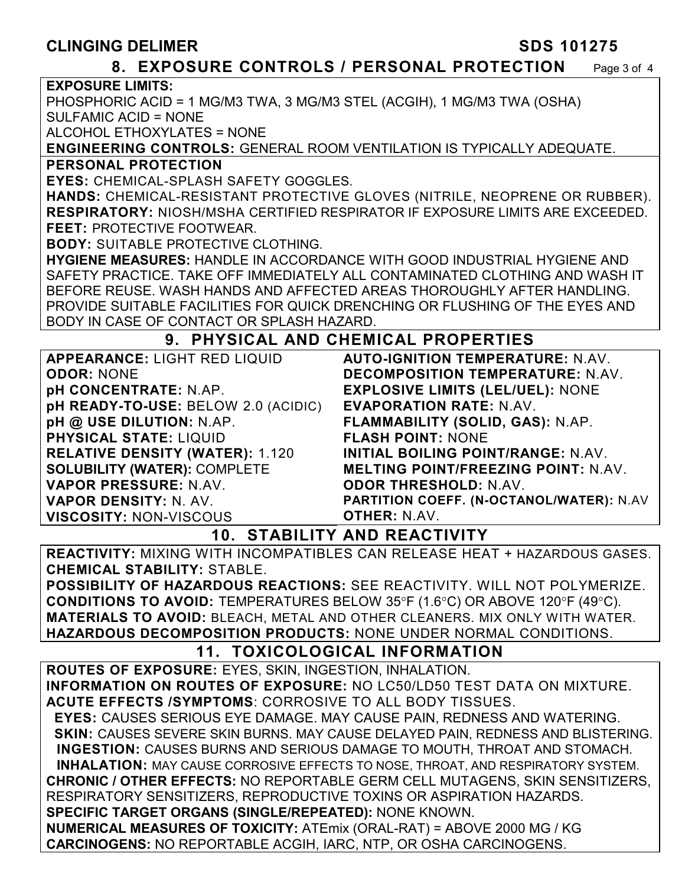## 8. EXPOSURE CONTROLS / PERSONAL PROTECTION

**EXPOSURE LIMITS:**
PHOSPHORIC ACID = 1 MG/M3 TWA, 3 MG/M3 STEL (ACGIH), 1 MG/M3 TWA (OSHA)
SULFAMIC ACID = NONE
ALCOHOL ETHOXYLATES = NONE

**ENGINEERING CONTROLS:** GENERAL ROOM VENTILATION IS TYPICALLY ADEQUATE.

**PERSONAL PROTECTION**

**EYES:** CHEMICAL-SPLASH SAFETY GOGGLES.
**HANDS:** CHEMICAL-RESISTANT PROTECTIVE GLOVES (NITRILE, NEOPRENE OR RUBBER).
**RESPIRATORY:** NIOSH/MSHA CERTIFIED RESPIRATOR IF EXPOSURE LIMITS ARE EXCEEDED.
**FEET:** PROTECTIVE FOOTWEAR.
**BODY:** SUITABLE PROTECTIVE CLOTHING.
**HYGIENE MEASURES:** HANDLE IN ACCORDANCE WITH GOOD INDUSTRIAL HYGIENE AND SAFETY PRACTICE. TAKE OFF IMMEDIATELY ALL CONTAMINATED CLOTHING AND WASH IT BEFORE REUSE. WASH HANDS AND AFFECTED AREAS THOROUGHLY AFTER HANDLING. PROVIDE SUITABLE FACILITIES FOR QUICK DRENCHING OR FLUSHING OF THE EYES AND BODY IN CASE OF CONTACT OR SPLASH HAZARD.

## 9. PHYSICAL AND CHEMICAL PROPERTIES

| | |
|---|---|
| **APPEARANCE:** LIGHT RED LIQUID | **AUTO-IGNITION TEMPERATURE:** N.AV. |
| **ODOR:** NONE | **DECOMPOSITION TEMPERATURE:** N.AV. |
| **pH CONCENTRATE:** N.AP. | **EXPLOSIVE LIMITS (LEL/UEL):** NONE |
| **pH READY-TO-USE:** BELOW 2.0 (ACIDIC) | **EVAPORATION RATE:** N.AV. |
| **pH @ USE DILUTION:** N.AP. | **FLAMMABILITY (SOLID, GAS):** N.AP. |
| **PHYSICAL STATE:** LIQUID | **FLASH POINT:** NONE |
| **RELATIVE DENSITY (WATER):** 1.120 | **INITIAL BOILING POINT/RANGE:** N.AV. |
| **SOLUBILITY (WATER):** COMPLETE | **MELTING POINT/FREEZING POINT:** N.AV. |
| **VAPOR PRESSURE:** N.AV. | **ODOR THRESHOLD:** N.AV. |
| **VAPOR DENSITY:** N. AV. | **PARTITION COEFF. (N-OCTANOL/WATER):** N.AV |
| **VISCOSITY:** NON-VISCOUS | **OTHER:** N.AV. |

## 10. STABILITY AND REACTIVITY

**REACTIVITY:** MIXING WITH INCOMPATIBLES CAN RELEASE HEAT + HAZARDOUS GASES.
**CHEMICAL STABILITY:** STABLE.
**POSSIBILITY OF HAZARDOUS REACTIONS:** SEE REACTIVITY. WILL NOT POLYMERIZE.
**CONDITIONS TO AVOID:** TEMPERATURES BELOW 35°F (1.6°C) OR ABOVE 120°F (49°C).
**MATERIALS TO AVOID:** BLEACH, METAL AND OTHER CLEANERS. MIX ONLY WITH WATER.
**HAZARDOUS DECOMPOSITION PRODUCTS:** NONE UNDER NORMAL CONDITIONS.

## 11. TOXICOLOGICAL INFORMATION

**ROUTES OF EXPOSURE:** EYES, SKIN, INGESTION, INHALATION.
**INFORMATION ON ROUTES OF EXPOSURE:** NO LC50/LD50 TEST DATA ON MIXTURE.
**ACUTE EFFECTS /SYMPTOMS**: CORROSIVE TO ALL BODY TISSUES.
**EYES:** CAUSES SERIOUS EYE DAMAGE. MAY CAUSE PAIN, REDNESS AND WATERING.
**SKIN:** CAUSES SEVERE SKIN BURNS. MAY CAUSE DELAYED PAIN, REDNESS AND BLISTERING.
**INGESTION:** CAUSES BURNS AND SERIOUS DAMAGE TO MOUTH, THROAT AND STOMACH.
**INHALATION:** MAY CAUSE CORROSIVE EFFECTS TO NOSE, THROAT, AND RESPIRATORY SYSTEM.
**CHRONIC / OTHER EFFECTS:** NO REPORTABLE GERM CELL MUTAGENS, SKIN SENSITIZERS, RESPIRATORY SENSITIZERS, REPRODUCTIVE TOXINS OR ASPIRATION HAZARDS.
**SPECIFIC TARGET ORGANS (SINGLE/REPEATED):** NONE KNOWN.
**NUMERICAL MEASURES OF TOXICITY:** ATEmix (ORAL-RAT) = ABOVE 2000 MG / KG
**CARCINOGENS:** NO REPORTABLE ACGIH, IARC, NTP, OR OSHA CARCINOGENS.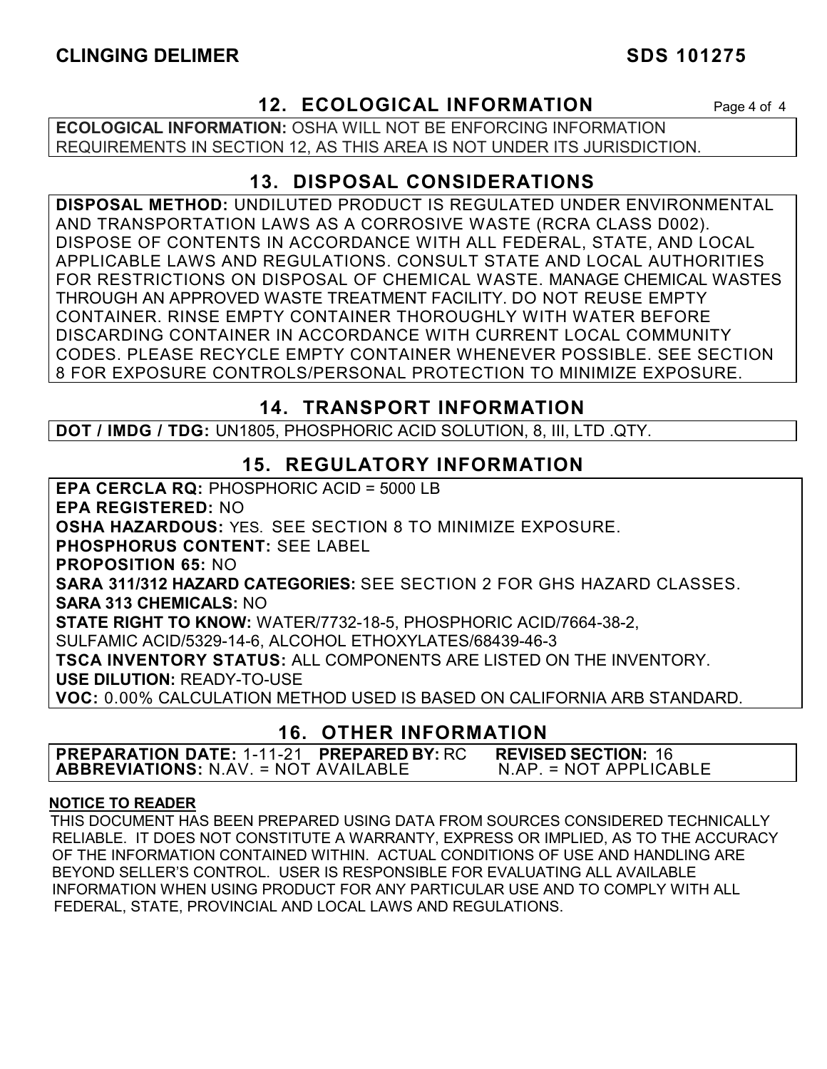## 12. ECOLOGICAL INFORMATION

**ECOLOGICAL INFORMATION:** OSHA WILL NOT BE ENFORCING INFORMATION REQUIREMENTS IN SECTION 12, AS THIS AREA IS NOT UNDER ITS JURISDICTION.

## 13. DISPOSAL CONSIDERATIONS

**DISPOSAL METHOD:** UNDILUTED PRODUCT IS REGULATED UNDER ENVIRONMENTAL AND TRANSPORTATION LAWS AS A CORROSIVE WASTE (RCRA CLASS D002). DISPOSE OF CONTENTS IN ACCORDANCE WITH ALL FEDERAL, STATE, AND LOCAL APPLICABLE LAWS AND REGULATIONS. CONSULT STATE AND LOCAL AUTHORITIES FOR RESTRICTIONS ON DISPOSAL OF CHEMICAL WASTE. MANAGE CHEMICAL WASTES THROUGH AN APPROVED WASTE TREATMENT FACILITY. DO NOT REUSE EMPTY CONTAINER. RINSE EMPTY CONTAINER THOROUGHLY WITH WATER BEFORE DISCARDING CONTAINER IN ACCORDANCE WITH CURRENT LOCAL COMMUNITY CODES. PLEASE RECYCLE EMPTY CONTAINER WHENEVER POSSIBLE. SEE SECTION 8 FOR EXPOSURE CONTROLS/PERSONAL PROTECTION TO MINIMIZE EXPOSURE.

## 14. TRANSPORT INFORMATION

**DOT / IMDG / TDG:** UN1805, PHOSPHORIC ACID SOLUTION, 8, III, LTD .QTY.

## 15. REGULATORY INFORMATION

**EPA CERCLA RQ:** PHOSPHORIC ACID = 5000 LB
**EPA REGISTERED:** NO
**OSHA HAZARDOUS:** YES. SEE SECTION 8 TO MINIMIZE EXPOSURE.
**PHOSPHORUS CONTENT:** SEE LABEL
**PROPOSITION 65:** NO
**SARA 311/312 HAZARD CATEGORIES:** SEE SECTION 2 FOR GHS HAZARD CLASSES.
**SARA 313 CHEMICALS:** NO
**STATE RIGHT TO KNOW:** WATER/7732-18-5, PHOSPHORIC ACID/7664-38-2, SULFAMIC ACID/5329-14-6, ALCOHOL ETHOXYLATES/68439-46-3
**TSCA INVENTORY STATUS:** ALL COMPONENTS ARE LISTED ON THE INVENTORY.
**USE DILUTION:** READY-TO-USE
**VOC:** 0.00% CALCULATION METHOD USED IS BASED ON CALIFORNIA ARB STANDARD.

## 16. OTHER INFORMATION

**PREPARATION DATE:** 1-11-21 **PREPARED BY:** RC **REVISED SECTION:** 16
**ABBREVIATIONS:** N.AV. = NOT AVAILABLE N.AP. = NOT APPLICABLE

**NOTICE TO READER**

THIS DOCUMENT HAS BEEN PREPARED USING DATA FROM SOURCES CONSIDERED TECHNICALLY RELIABLE. IT DOES NOT CONSTITUTE A WARRANTY, EXPRESS OR IMPLIED, AS TO THE ACCURACY OF THE INFORMATION CONTAINED WITHIN. ACTUAL CONDITIONS OF USE AND HANDLING ARE BEYOND SELLER'S CONTROL. USER IS RESPONSIBLE FOR EVALUATING ALL AVAILABLE INFORMATION WHEN USING PRODUCT FOR ANY PARTICULAR USE AND TO COMPLY WITH ALL FEDERAL, STATE, PROVINCIAL AND LOCAL LAWS AND REGULATIONS.